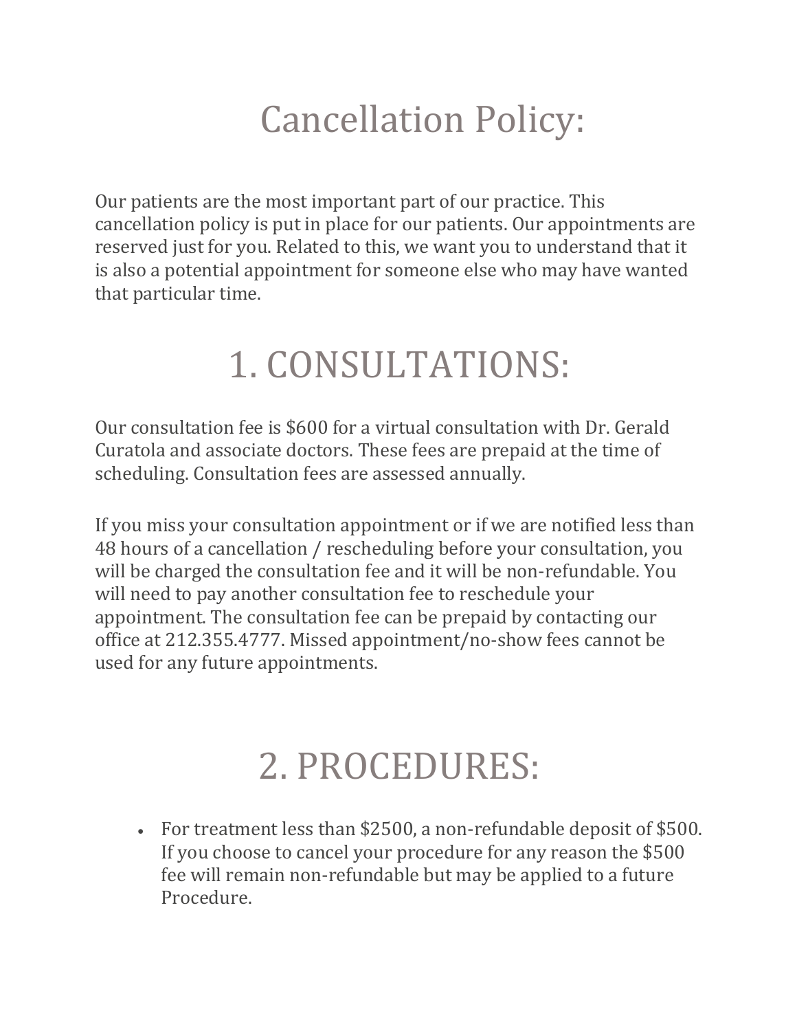# Cancellation Policy:

Our patients are the most important part of our practice. This cancellation policy is put in place for our patients. Our appointments are reserved just for you. Related to this, we want you to understand that it is also a potential appointment for someone else who may have wanted that particular time.

# 1. CONSULTATIONS:

Our consultation fee is $600 for a virtual consultation with Dr. Gerald Curatola and associate doctors. These fees are prepaid at the time of scheduling. Consultation fees are assessed annually.

If you miss your consultation appointment or if we are notified less than 48 hours of a cancellation / rescheduling before your consultation, you will be charged the consultation fee and it will be non-refundable. You will need to pay another consultation fee to reschedule your appointment. The consultation fee can be prepaid by contacting our office at 212.355.4777. Missed appointment/no-show fees cannot be used for any future appointments.

# 2. PROCEDURES:

- For treatment less than $2500, a non-refundable deposit of $500. If you choose to cancel your procedure for any reason the $500 fee will remain non-refundable but may be applied to a future Procedure.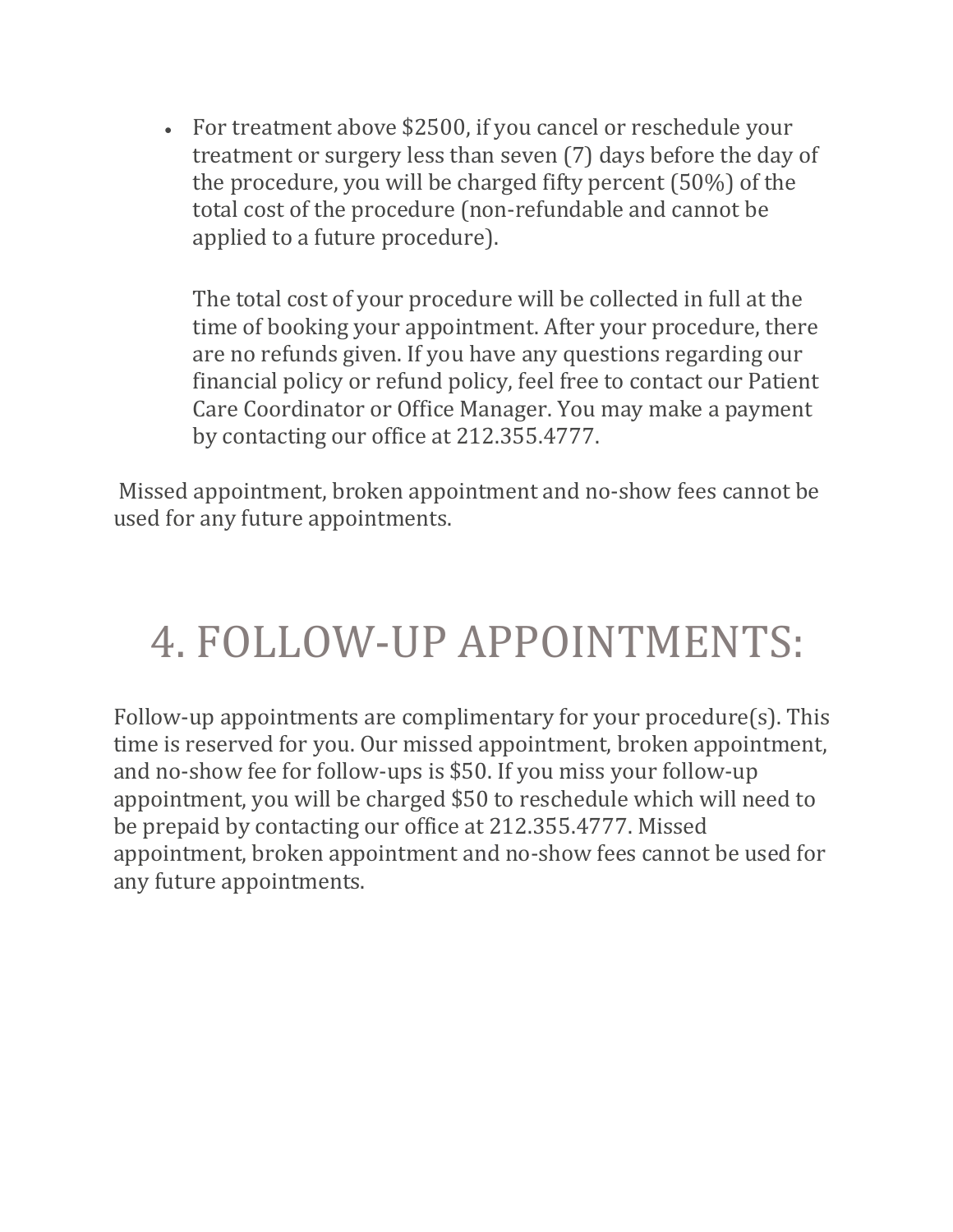- For treatment above $2500, if you cancel or reschedule your treatment or surgery less than seven (7) days before the day of the procedure, you will be charged fifty percent (50%) of the total cost of the procedure (non-refundable and cannot be applied to a future procedure).

  The total cost of your procedure will be collected in full at the time of booking your appointment. After your procedure, there are no refunds given. If you have any questions regarding our financial policy or refund policy, feel free to contact our Patient Care Coordinator or Office Manager. You may make a payment by contacting our office at 212.355.4777.

Missed appointment, broken appointment and no-show fees cannot be used for any future appointments.

# 4. FOLLOW-UP APPOINTMENTS:

Follow-up appointments are complimentary for your procedure(s). This time is reserved for you. Our missed appointment, broken appointment, and no-show fee for follow-ups is $50. If you miss your follow-up appointment, you will be charged $50 to reschedule which will need to be prepaid by contacting our office at 212.355.4777. Missed appointment, broken appointment and no-show fees cannot be used for any future appointments.